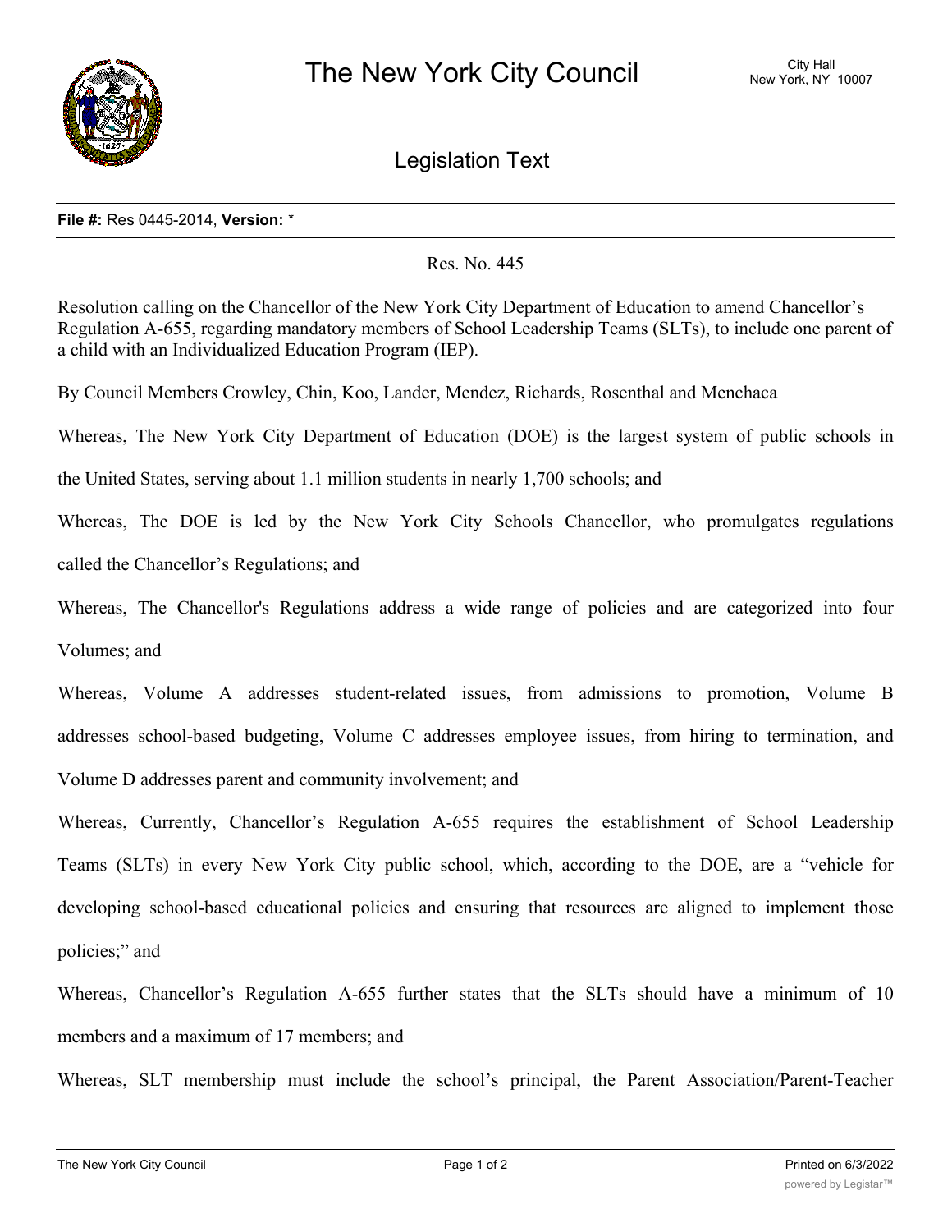# The New York City Council

City Hall
New York, NY 10007

## Legislation Text

**File #:** Res 0445-2014, **Version:** *

Res. No. 445

Resolution calling on the Chancellor of the New York City Department of Education to amend Chancellor's Regulation A-655, regarding mandatory members of School Leadership Teams (SLTs), to include one parent of a child with an Individualized Education Program (IEP).

By Council Members Crowley, Chin, Koo, Lander, Mendez, Richards, Rosenthal and Menchaca

Whereas, The New York City Department of Education (DOE) is the largest system of public schools in the United States, serving about 1.1 million students in nearly 1,700 schools; and

Whereas, The DOE is led by the New York City Schools Chancellor, who promulgates regulations called the Chancellor's Regulations; and

Whereas, The Chancellor's Regulations address a wide range of policies and are categorized into four Volumes; and

Whereas, Volume A addresses student-related issues, from admissions to promotion, Volume B addresses school-based budgeting, Volume C addresses employee issues, from hiring to termination, and Volume D addresses parent and community involvement; and

Whereas, Currently, Chancellor's Regulation A-655 requires the establishment of School Leadership Teams (SLTs) in every New York City public school, which, according to the DOE, are a "vehicle for developing school-based educational policies and ensuring that resources are aligned to implement those policies;" and

Whereas, Chancellor's Regulation A-655 further states that the SLTs should have a minimum of 10 members and a maximum of 17 members; and

Whereas, SLT membership must include the school's principal, the Parent Association/Parent-Teacher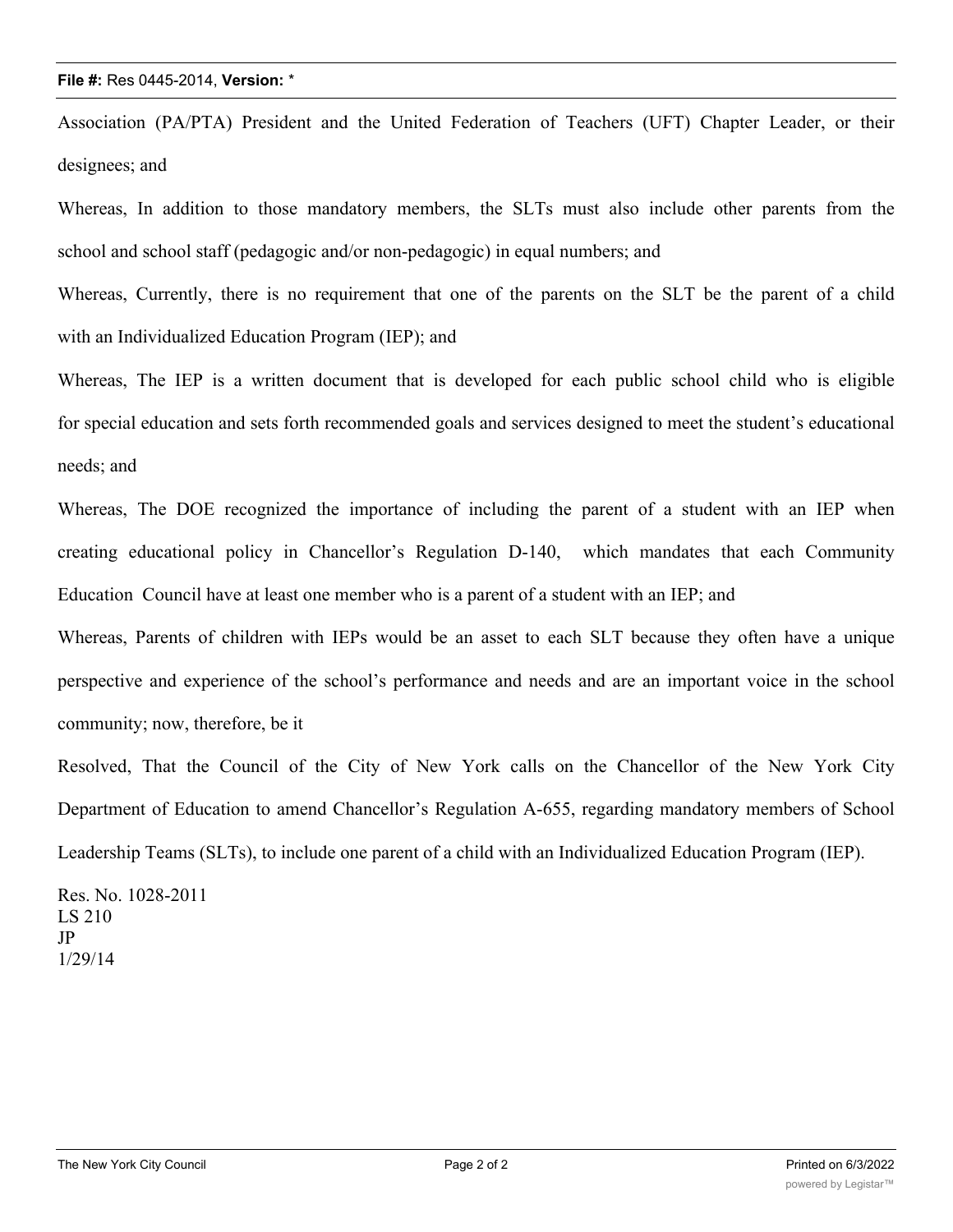Association (PA/PTA) President and the United Federation of Teachers (UFT) Chapter Leader, or their designees; and

Whereas, In addition to those mandatory members, the SLTs must also include other parents from the school and school staff (pedagogic and/or non-pedagogic) in equal numbers; and

Whereas, Currently, there is no requirement that one of the parents on the SLT be the parent of a child with an Individualized Education Program (IEP); and

Whereas, The IEP is a written document that is developed for each public school child who is eligible for special education and sets forth recommended goals and services designed to meet the student's educational needs; and

Whereas, The DOE recognized the importance of including the parent of a student with an IEP when creating educational policy in Chancellor's Regulation D-140, which mandates that each Community Education Council have at least one member who is a parent of a student with an IEP; and

Whereas, Parents of children with IEPs would be an asset to each SLT because they often have a unique perspective and experience of the school's performance and needs and are an important voice in the school community; now, therefore, be it

Resolved, That the Council of the City of New York calls on the Chancellor of the New York City Department of Education to amend Chancellor's Regulation A-655, regarding mandatory members of School Leadership Teams (SLTs), to include one parent of a child with an Individualized Education Program (IEP).

Res. No. 1028-2011
LS 210
JP
1/29/14